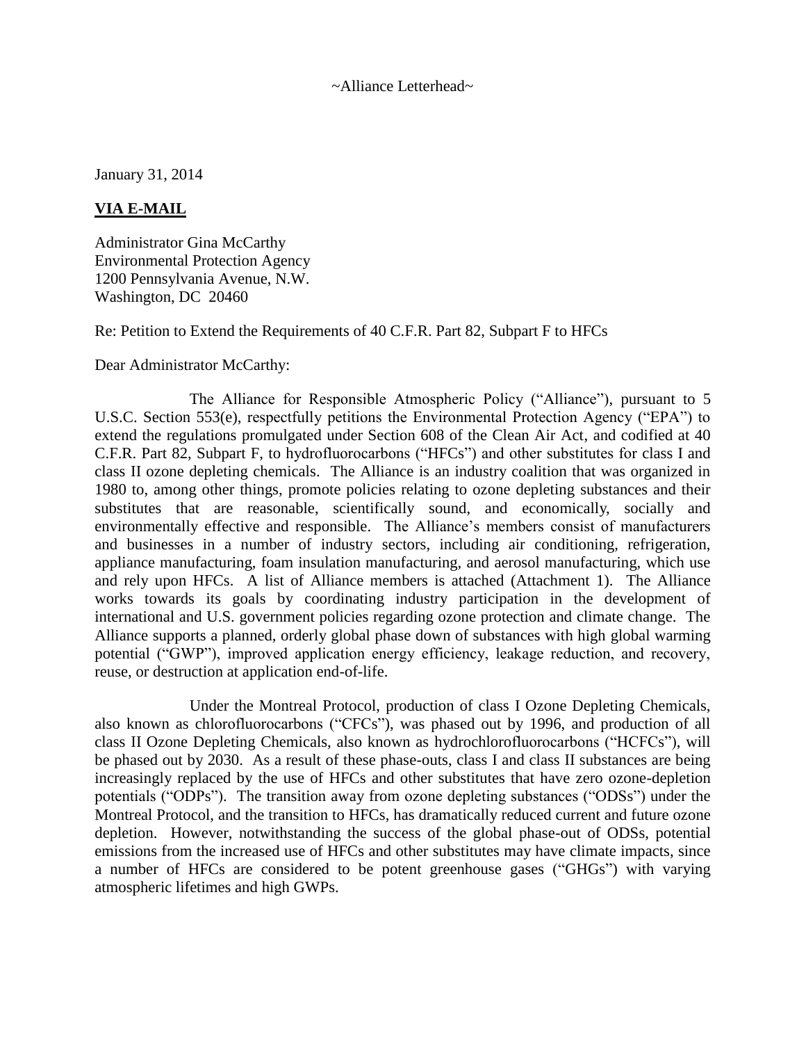~Alliance Letterhead~

January 31, 2014

**VIA E-MAIL**

Administrator Gina McCarthy
Environmental Protection Agency
1200 Pennsylvania Avenue, N.W.
Washington, DC 20460

Re: Petition to Extend the Requirements of 40 C.F.R. Part 82, Subpart F to HFCs

Dear Administrator McCarthy:

The Alliance for Responsible Atmospheric Policy ("Alliance"), pursuant to 5 U.S.C. Section 553(e), respectfully petitions the Environmental Protection Agency ("EPA") to extend the regulations promulgated under Section 608 of the Clean Air Act, and codified at 40 C.F.R. Part 82, Subpart F, to hydrofluorocarbons ("HFCs") and other substitutes for class I and class II ozone depleting chemicals. The Alliance is an industry coalition that was organized in 1980 to, among other things, promote policies relating to ozone depleting substances and their substitutes that are reasonable, scientifically sound, and economically, socially and environmentally effective and responsible. The Alliance's members consist of manufacturers and businesses in a number of industry sectors, including air conditioning, refrigeration, appliance manufacturing, foam insulation manufacturing, and aerosol manufacturing, which use and rely upon HFCs. A list of Alliance members is attached (Attachment 1). The Alliance works towards its goals by coordinating industry participation in the development of international and U.S. government policies regarding ozone protection and climate change. The Alliance supports a planned, orderly global phase down of substances with high global warming potential ("GWP"), improved application energy efficiency, leakage reduction, and recovery, reuse, or destruction at application end-of-life.

Under the Montreal Protocol, production of class I Ozone Depleting Chemicals, also known as chlorofluorocarbons ("CFCs"), was phased out by 1996, and production of all class II Ozone Depleting Chemicals, also known as hydrochlorofluorocarbons ("HCFCs"), will be phased out by 2030. As a result of these phase-outs, class I and class II substances are being increasingly replaced by the use of HFCs and other substitutes that have zero ozone-depletion potentials ("ODPs"). The transition away from ozone depleting substances ("ODSs") under the Montreal Protocol, and the transition to HFCs, has dramatically reduced current and future ozone depletion. However, notwithstanding the success of the global phase-out of ODSs, potential emissions from the increased use of HFCs and other substitutes may have climate impacts, since a number of HFCs are considered to be potent greenhouse gases ("GHGs") with varying atmospheric lifetimes and high GWPs.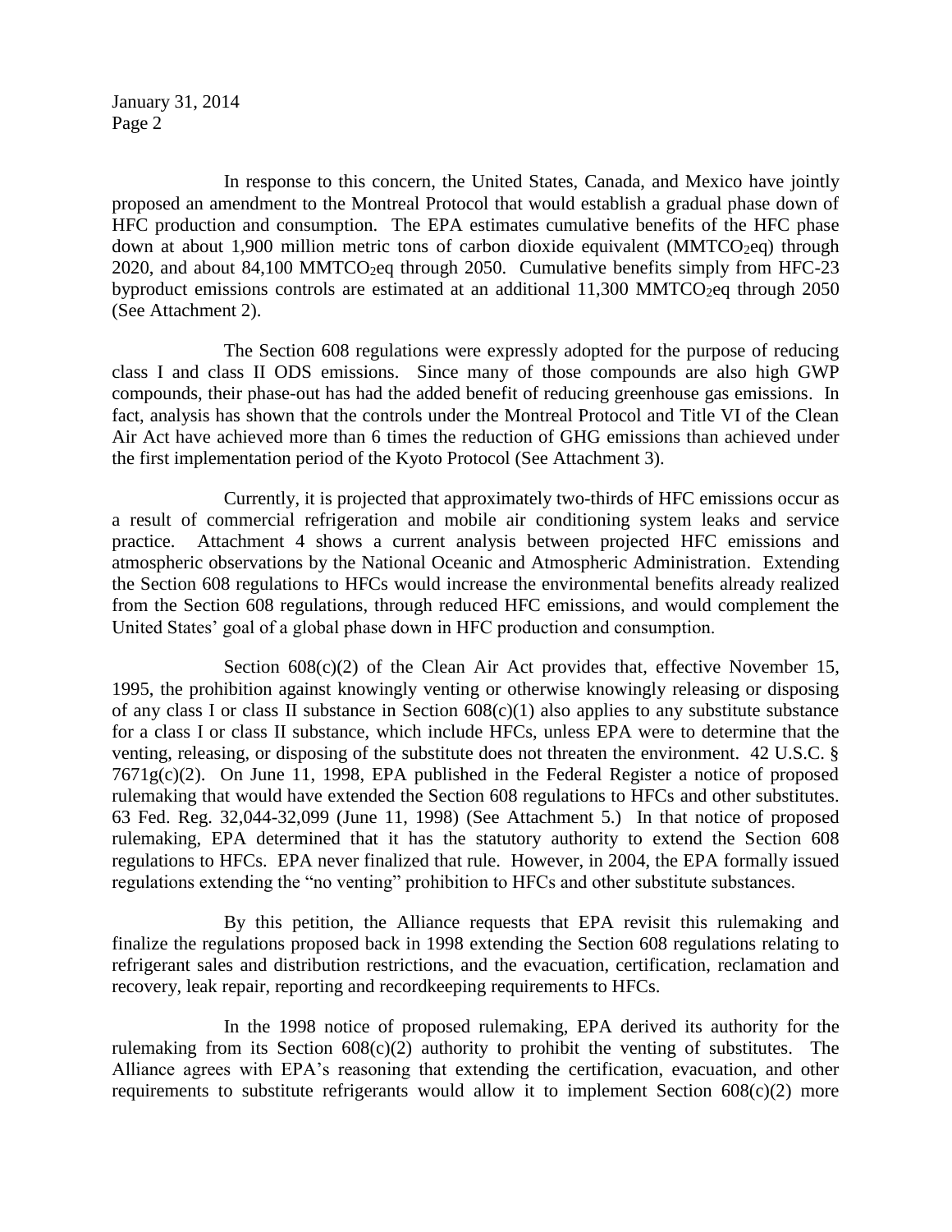In response to this concern, the United States, Canada, and Mexico have jointly proposed an amendment to the Montreal Protocol that would establish a gradual phase down of HFC production and consumption. The EPA estimates cumulative benefits of the HFC phase down at about 1,900 million metric tons of carbon dioxide equivalent ($MMTCO_2eq$) through 2020, and about 84,100 $MMTCO_2eq$ through 2050. Cumulative benefits simply from HFC-23 byproduct emissions controls are estimated at an additional 11,300 $MMTCO_2eq$ through 2050 (See Attachment 2).

The Section 608 regulations were expressly adopted for the purpose of reducing class I and class II ODS emissions. Since many of those compounds are also high GWP compounds, their phase-out has had the added benefit of reducing greenhouse gas emissions. In fact, analysis has shown that the controls under the Montreal Protocol and Title VI of the Clean Air Act have achieved more than 6 times the reduction of GHG emissions than achieved under the first implementation period of the Kyoto Protocol (See Attachment 3).

Currently, it is projected that approximately two-thirds of HFC emissions occur as a result of commercial refrigeration and mobile air conditioning system leaks and service practice. Attachment 4 shows a current analysis between projected HFC emissions and atmospheric observations by the National Oceanic and Atmospheric Administration. Extending the Section 608 regulations to HFCs would increase the environmental benefits already realized from the Section 608 regulations, through reduced HFC emissions, and would complement the United States' goal of a global phase down in HFC production and consumption.

Section 608(c)(2) of the Clean Air Act provides that, effective November 15, 1995, the prohibition against knowingly venting or otherwise knowingly releasing or disposing of any class I or class II substance in Section 608(c)(1) also applies to any substitute substance for a class I or class II substance, which include HFCs, unless EPA were to determine that the venting, releasing, or disposing of the substitute does not threaten the environment. 42 U.S.C. § 7671g(c)(2). On June 11, 1998, EPA published in the Federal Register a notice of proposed rulemaking that would have extended the Section 608 regulations to HFCs and other substitutes. 63 Fed. Reg. 32,044-32,099 (June 11, 1998) (See Attachment 5.) In that notice of proposed rulemaking, EPA determined that it has the statutory authority to extend the Section 608 regulations to HFCs. EPA never finalized that rule. However, in 2004, the EPA formally issued regulations extending the "no venting" prohibition to HFCs and other substitute substances.

By this petition, the Alliance requests that EPA revisit this rulemaking and finalize the regulations proposed back in 1998 extending the Section 608 regulations relating to refrigerant sales and distribution restrictions, and the evacuation, certification, reclamation and recovery, leak repair, reporting and recordkeeping requirements to HFCs.

In the 1998 notice of proposed rulemaking, EPA derived its authority for the rulemaking from its Section 608(c)(2) authority to prohibit the venting of substitutes. The Alliance agrees with EPA's reasoning that extending the certification, evacuation, and other requirements to substitute refrigerants would allow it to implement Section 608(c)(2) more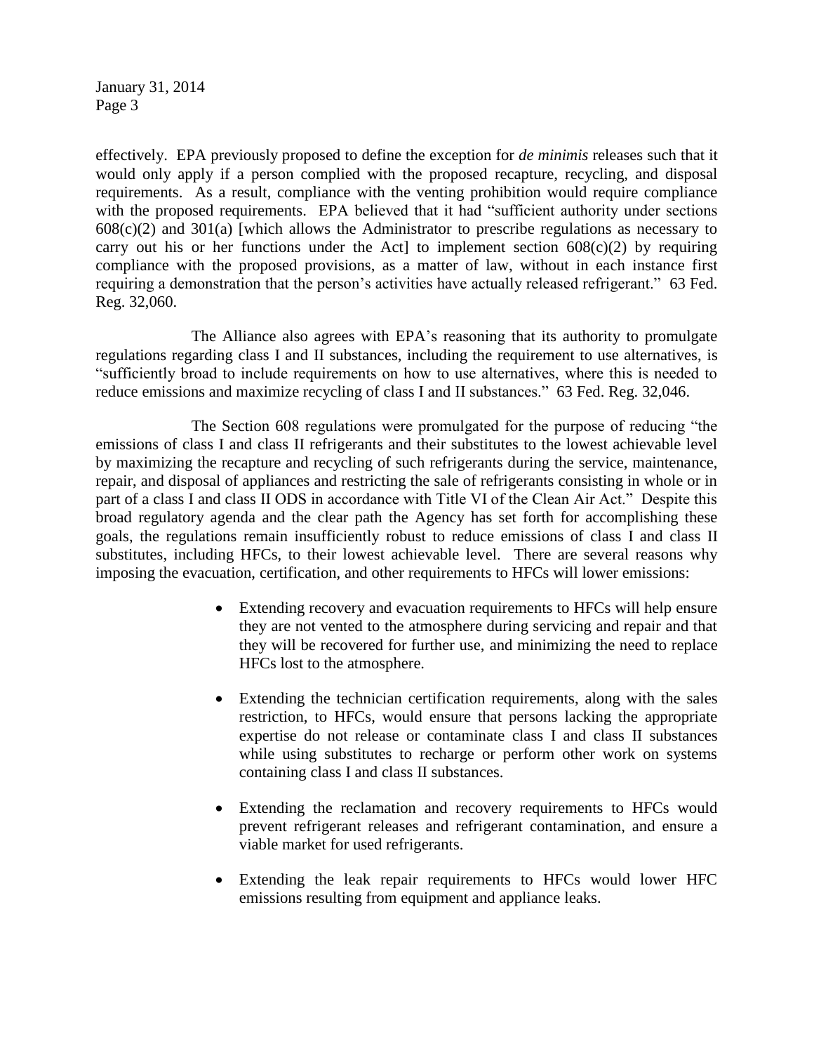effectively. EPA previously proposed to define the exception for *de minimis* releases such that it would only apply if a person complied with the proposed recapture, recycling, and disposal requirements. As a result, compliance with the venting prohibition would require compliance with the proposed requirements. EPA believed that it had "sufficient authority under sections 608(c)(2) and 301(a) [which allows the Administrator to prescribe regulations as necessary to carry out his or her functions under the Act] to implement section 608(c)(2) by requiring compliance with the proposed provisions, as a matter of law, without in each instance first requiring a demonstration that the person's activities have actually released refrigerant." 63 Fed. Reg. 32,060.

The Alliance also agrees with EPA's reasoning that its authority to promulgate regulations regarding class I and II substances, including the requirement to use alternatives, is "sufficiently broad to include requirements on how to use alternatives, where this is needed to reduce emissions and maximize recycling of class I and II substances." 63 Fed. Reg. 32,046.

The Section 608 regulations were promulgated for the purpose of reducing "the emissions of class I and class II refrigerants and their substitutes to the lowest achievable level by maximizing the recapture and recycling of such refrigerants during the service, maintenance, repair, and disposal of appliances and restricting the sale of refrigerants consisting in whole or in part of a class I and class II ODS in accordance with Title VI of the Clean Air Act." Despite this broad regulatory agenda and the clear path the Agency has set forth for accomplishing these goals, the regulations remain insufficiently robust to reduce emissions of class I and class II substitutes, including HFCs, to their lowest achievable level. There are several reasons why imposing the evacuation, certification, and other requirements to HFCs will lower emissions:

- Extending recovery and evacuation requirements to HFCs will help ensure they are not vented to the atmosphere during servicing and repair and that they will be recovered for further use, and minimizing the need to replace HFCs lost to the atmosphere.

- Extending the technician certification requirements, along with the sales restriction, to HFCs, would ensure that persons lacking the appropriate expertise do not release or contaminate class I and class II substances while using substitutes to recharge or perform other work on systems containing class I and class II substances.

- Extending the reclamation and recovery requirements to HFCs would prevent refrigerant releases and refrigerant contamination, and ensure a viable market for used refrigerants.

- Extending the leak repair requirements to HFCs would lower HFC emissions resulting from equipment and appliance leaks.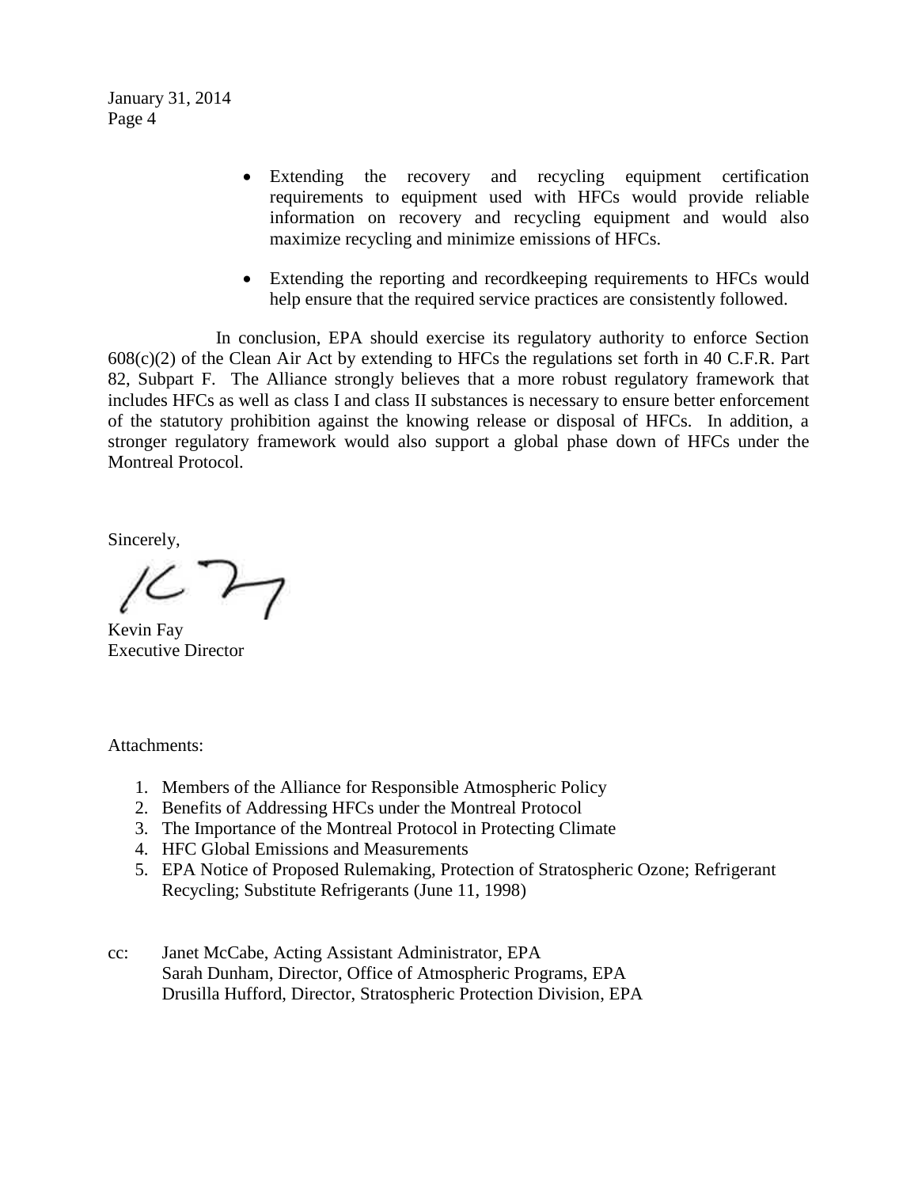- Extending the recovery and recycling equipment certification requirements to equipment used with HFCs would provide reliable information on recovery and recycling equipment and would also maximize recycling and minimize emissions of HFCs.

- Extending the reporting and recordkeeping requirements to HFCs would help ensure that the required service practices are consistently followed.

In conclusion, EPA should exercise its regulatory authority to enforce Section 608(c)(2) of the Clean Air Act by extending to HFCs the regulations set forth in 40 C.F.R. Part 82, Subpart F. The Alliance strongly believes that a more robust regulatory framework that includes HFCs as well as class I and class II substances is necessary to ensure better enforcement of the statutory prohibition against the knowing release or disposal of HFCs. In addition, a stronger regulatory framework would also support a global phase down of HFCs under the Montreal Protocol.

Sincerely,

Kevin Fay
Executive Director

Attachments:

1. Members of the Alliance for Responsible Atmospheric Policy
2. Benefits of Addressing HFCs under the Montreal Protocol
3. The Importance of the Montreal Protocol in Protecting Climate
4. HFC Global Emissions and Measurements
5. EPA Notice of Proposed Rulemaking, Protection of Stratospheric Ozone; Refrigerant Recycling; Substitute Refrigerants (June 11, 1998)

cc: Janet McCabe, Acting Assistant Administrator, EPA
Sarah Dunham, Director, Office of Atmospheric Programs, EPA
Drusilla Hufford, Director, Stratospheric Protection Division, EPA